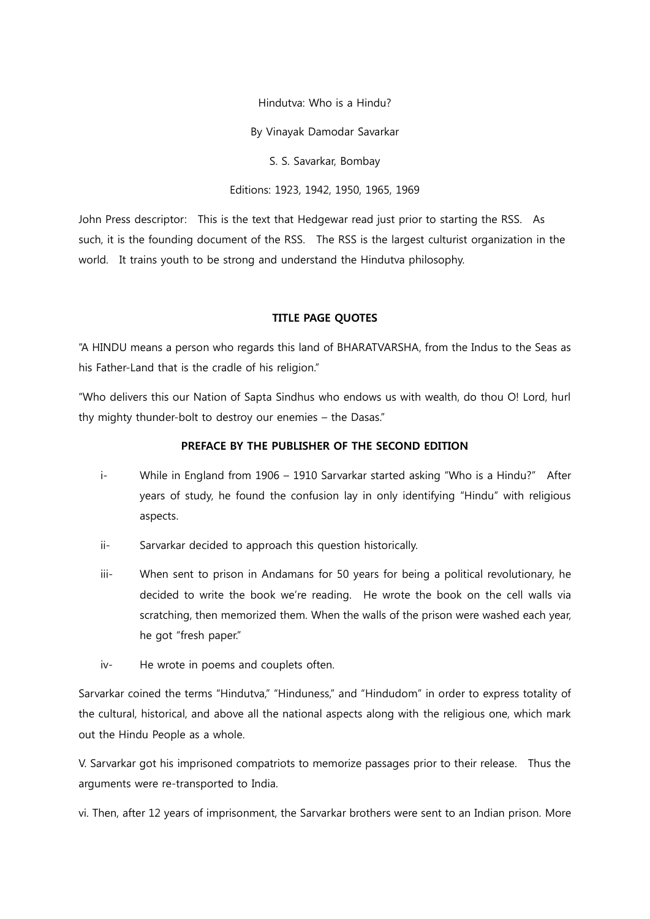Hindutva: Who is a Hindu?

By Vinayak Damodar Savarkar

S. S. Savarkar, Bombay

Editions: 1923, 1942, 1950, 1965, 1969

John Press descriptor: This is the text that Hedgewar read just prior to starting the RSS. As such, it is the founding document of the RSS. The RSS is the largest culturist organization in the world. It trains youth to be strong and understand the Hindutva philosophy.

## TITLE PAGE QUOTES

"A HINDU means a person who regards this land of BHARATVARSHA, from the Indus to the Seas as his Father-Land that is the cradle of his religion."

"Who delivers this our Nation of Sapta Sindhus who endows us with wealth, do thou O! Lord, hurl thy mighty thunder-bolt to destroy our enemies – the Dasas."

## PREFACE BY THE PUBLISHER OF THE SECOND EDITION

i- While in England from 1906 – 1910 Sarvarkar started asking "Who is a Hindu?" After years of study, he found the confusion lay in only identifying "Hindu" with religious aspects.

ii- Sarvarkar decided to approach this question historically.

iii- When sent to prison in Andamans for 50 years for being a political revolutionary, he decided to write the book we're reading. He wrote the book on the cell walls via scratching, then memorized them. When the walls of the prison were washed each year, he got "fresh paper."

iv- He wrote in poems and couplets often.

Sarvarkar coined the terms "Hindutva," "Hinduness," and "Hindudom" in order to express totality of the cultural, historical, and above all the national aspects along with the religious one, which mark out the Hindu People as a whole.

V. Sarvarkar got his imprisoned compatriots to memorize passages prior to their release. Thus the arguments were re-transported to India.

vi. Then, after 12 years of imprisonment, the Sarvarkar brothers were sent to an Indian prison. More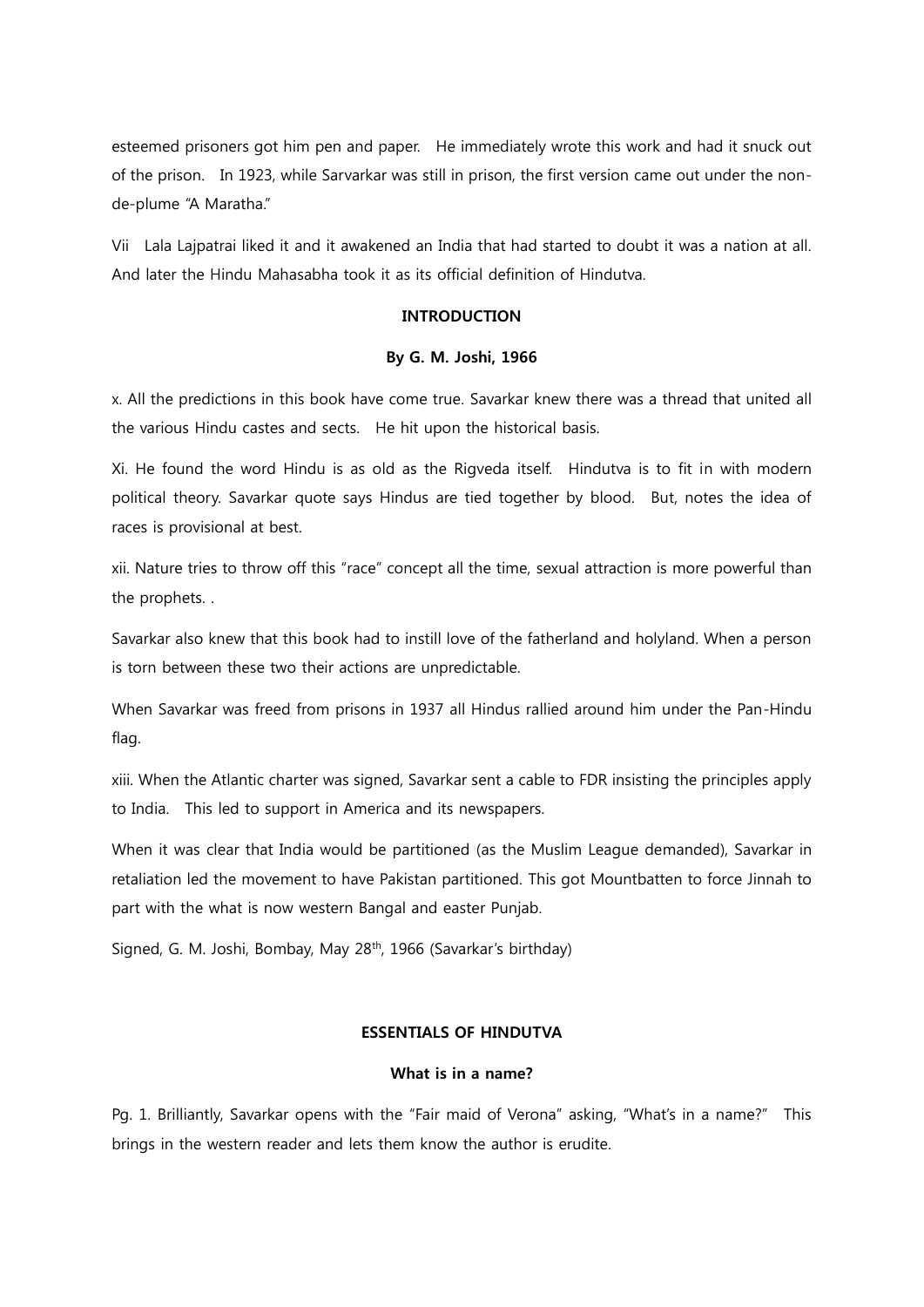esteemed prisoners got him pen and paper. He immediately wrote this work and had it snuck out of the prison. In 1923, while Sarvarkar was still in prison, the first version came out under the non-de-plume "A Maratha."

Vii Lala Lajpatrai liked it and it awakened an India that had started to doubt it was a nation at all. And later the Hindu Mahasabha took it as its official definition of Hindutva.

**INTRODUCTION**

**By G. M. Joshi, 1966**

x. All the predictions in this book have come true. Savarkar knew there was a thread that united all the various Hindu castes and sects. He hit upon the historical basis.

Xi. He found the word Hindu is as old as the Rigveda itself. Hindutva is to fit in with modern political theory. Savarkar quote says Hindus are tied together by blood. But, notes the idea of races is provisional at best.

xii. Nature tries to throw off this "race" concept all the time, sexual attraction is more powerful than the prophets. .

Savarkar also knew that this book had to instill love of the fatherland and holyland. When a person is torn between these two their actions are unpredictable.

When Savarkar was freed from prisons in 1937 all Hindus rallied around him under the Pan-Hindu flag.

xiii. When the Atlantic charter was signed, Savarkar sent a cable to FDR insisting the principles apply to India. This led to support in America and its newspapers.

When it was clear that India would be partitioned (as the Muslim League demanded), Savarkar in retaliation led the movement to have Pakistan partitioned. This got Mountbatten to force Jinnah to part with the what is now western Bangal and easter Punjab.

Signed, G. M. Joshi, Bombay, May 28th, 1966 (Savarkar's birthday)

**ESSENTIALS OF HINDUTVA**

**What is in a name?**

Pg. 1. Brilliantly, Savarkar opens with the "Fair maid of Verona" asking, "What's in a name?" This brings in the western reader and lets them know the author is erudite.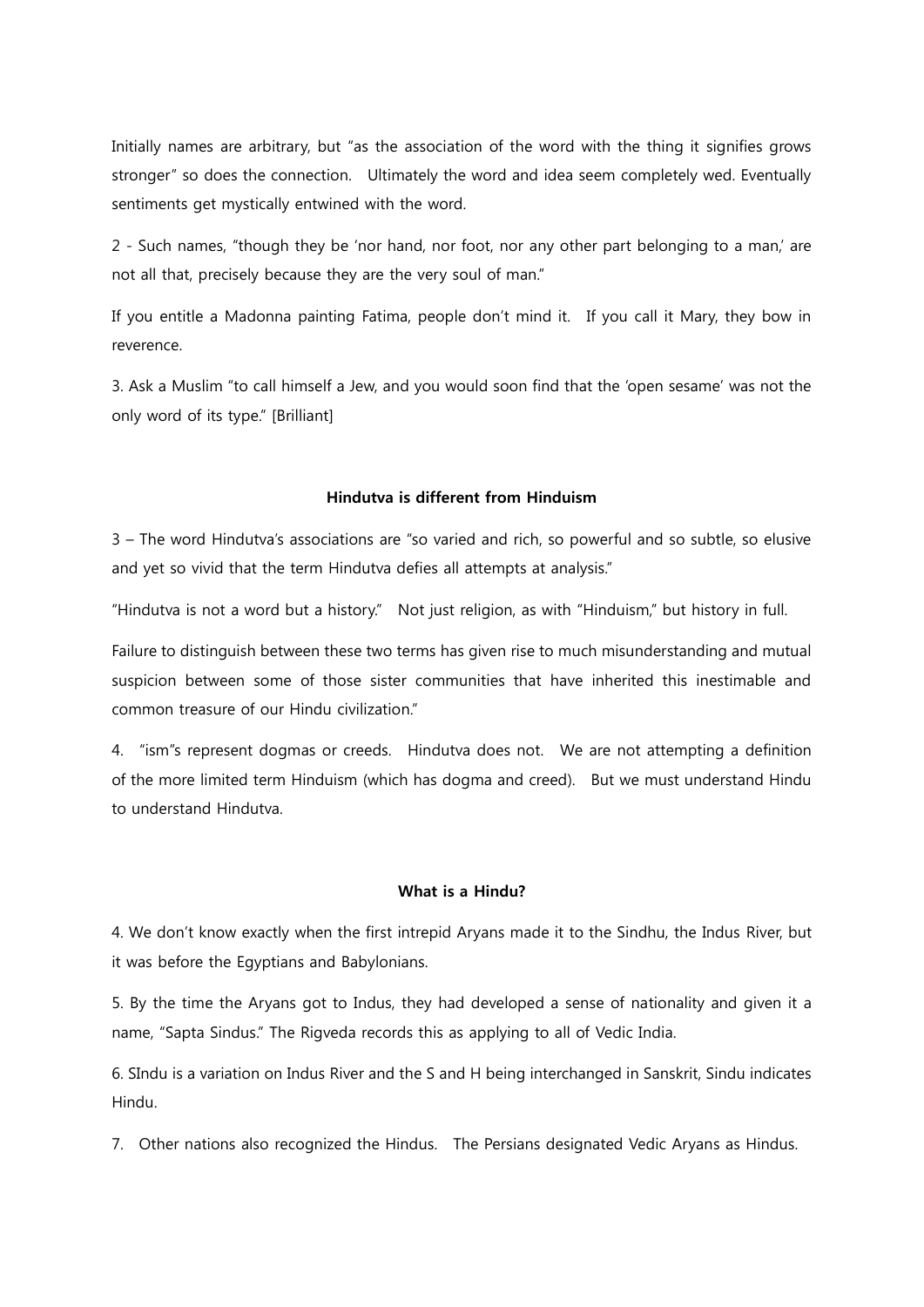Initially names are arbitrary, but "as the association of the word with the thing it signifies grows stronger" so does the connection. Ultimately the word and idea seem completely wed. Eventually sentiments get mystically entwined with the word.

2 - Such names, "though they be 'nor hand, nor foot, nor any other part belonging to a man,' are not all that, precisely because they are the very soul of man."

If you entitle a Madonna painting Fatima, people don't mind it. If you call it Mary, they bow in reverence.

3. Ask a Muslim "to call himself a Jew, and you would soon find that the 'open sesame' was not the only word of its type." [Brilliant]

**Hindutva is different from Hinduism**

3 – The word Hindutva's associations are "so varied and rich, so powerful and so subtle, so elusive and yet so vivid that the term Hindutva defies all attempts at analysis."

"Hindutva is not a word but a history." Not just religion, as with "Hinduism," but history in full.

Failure to distinguish between these two terms has given rise to much misunderstanding and mutual suspicion between some of those sister communities that have inherited this inestimable and common treasure of our Hindu civilization."

4. "ism"s represent dogmas or creeds. Hindutva does not. We are not attempting a definition of the more limited term Hinduism (which has dogma and creed). But we must understand Hindu to understand Hindutva.

**What is a Hindu?**

4. We don't know exactly when the first intrepid Aryans made it to the Sindhu, the Indus River, but it was before the Egyptians and Babylonians.

5. By the time the Aryans got to Indus, they had developed a sense of nationality and given it a name, "Sapta Sindus." The Rigveda records this as applying to all of Vedic India.

6. SIndu is a variation on Indus River and the S and H being interchanged in Sanskrit, Sindu indicates Hindu.

7. Other nations also recognized the Hindus. The Persians designated Vedic Aryans as Hindus.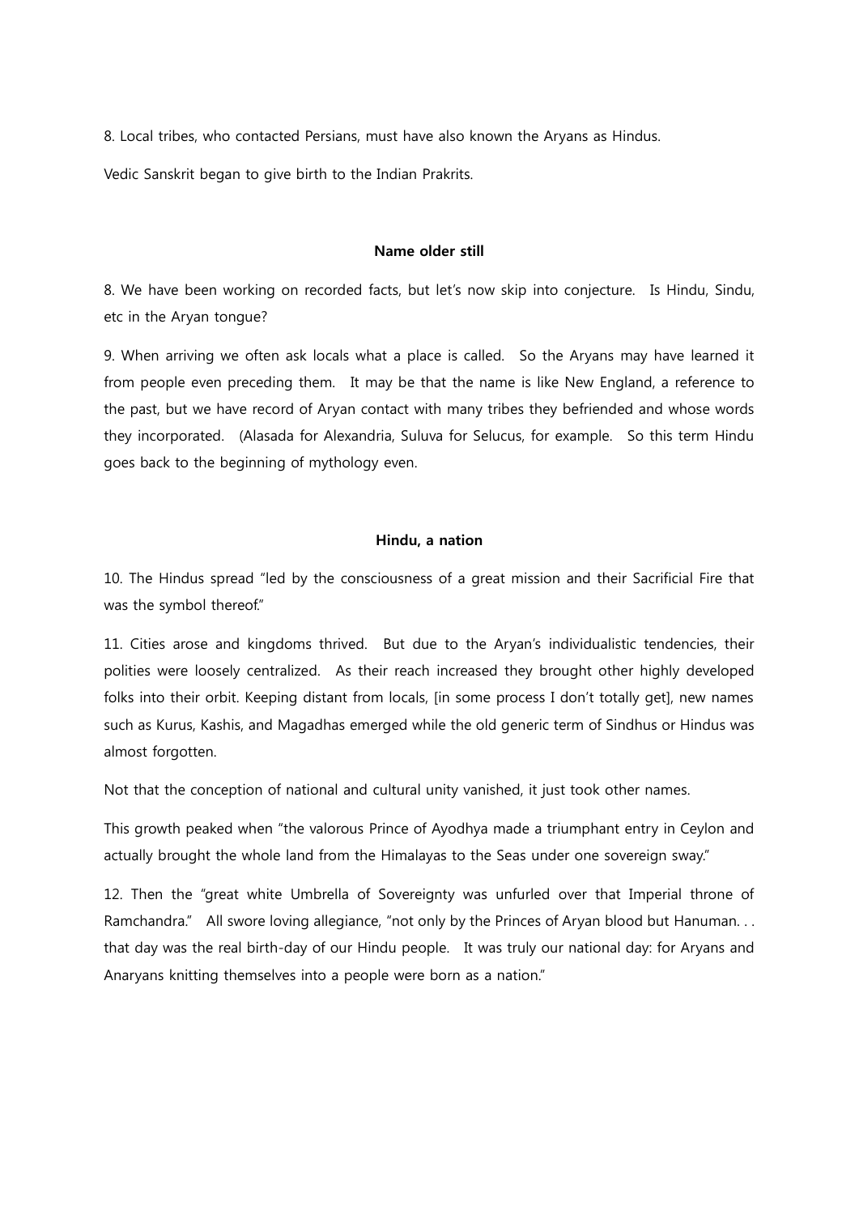8. Local tribes, who contacted Persians, must have also known the Aryans as Hindus.

Vedic Sanskrit began to give birth to the Indian Prakrits.

**Name older still**

8. We have been working on recorded facts, but let's now skip into conjecture. Is Hindu, Sindu, etc in the Aryan tongue?

9. When arriving we often ask locals what a place is called. So the Aryans may have learned it from people even preceding them. It may be that the name is like New England, a reference to the past, but we have record of Aryan contact with many tribes they befriended and whose words they incorporated. (Alasada for Alexandria, Suluva for Selucus, for example. So this term Hindu goes back to the beginning of mythology even.

**Hindu, a nation**

10. The Hindus spread "led by the consciousness of a great mission and their Sacrificial Fire that was the symbol thereof."

11. Cities arose and kingdoms thrived. But due to the Aryan's individualistic tendencies, their polities were loosely centralized. As their reach increased they brought other highly developed folks into their orbit. Keeping distant from locals, [in some process I don't totally get], new names such as Kurus, Kashis, and Magadhas emerged while the old generic term of Sindhus or Hindus was almost forgotten.

Not that the conception of national and cultural unity vanished, it just took other names.

This growth peaked when "the valorous Prince of Ayodhya made a triumphant entry in Ceylon and actually brought the whole land from the Himalayas to the Seas under one sovereign sway."

12. Then the "great white Umbrella of Sovereignty was unfurled over that Imperial throne of Ramchandra." All swore loving allegiance, "not only by the Princes of Aryan blood but Hanuman. . . that day was the real birth-day of our Hindu people. It was truly our national day: for Aryans and Anaryans knitting themselves into a people were born as a nation."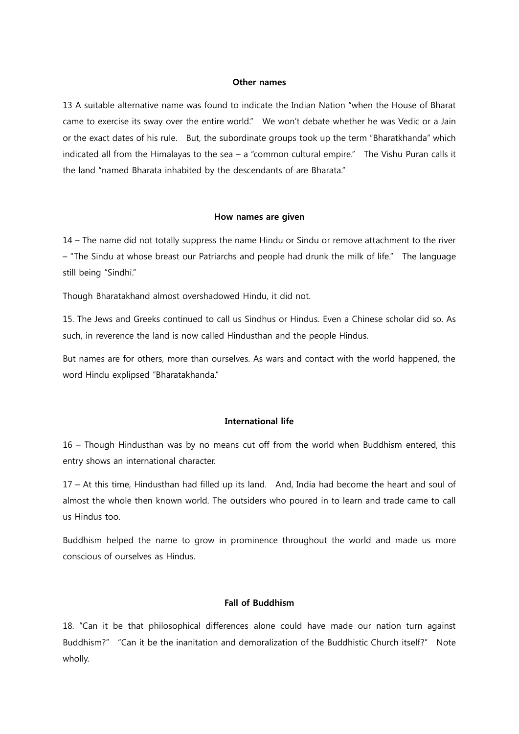### Other names

13 A suitable alternative name was found to indicate the Indian Nation "when the House of Bharat came to exercise its sway over the entire world." We won't debate whether he was Vedic or a Jain or the exact dates of his rule. But, the subordinate groups took up the term "Bharatkhanda" which indicated all from the Himalayas to the sea – a "common cultural empire." The Vishu Puran calls it the land "named Bharata inhabited by the descendants of are Bharata."

### How names are given

14 – The name did not totally suppress the name Hindu or Sindu or remove attachment to the river – "The Sindu at whose breast our Patriarchs and people had drunk the milk of life." The language still being "Sindhi."

Though Bharatakhand almost overshadowed Hindu, it did not.

15. The Jews and Greeks continued to call us Sindhus or Hindus. Even a Chinese scholar did so. As such, in reverence the land is now called Hindusthan and the people Hindus.

But names are for others, more than ourselves. As wars and contact with the world happened, the word Hindu explipsed "Bharatakhanda."

### International life

16 – Though Hindusthan was by no means cut off from the world when Buddhism entered, this entry shows an international character.

17 – At this time, Hindusthan had filled up its land. And, India had become the heart and soul of almost the whole then known world. The outsiders who poured in to learn and trade came to call us Hindus too.

Buddhism helped the name to grow in prominence throughout the world and made us more conscious of ourselves as Hindus.

### Fall of Buddhism

18. "Can it be that philosophical differences alone could have made our nation turn against Buddhism?" "Can it be the inanitation and demoralization of the Buddhistic Church itself?" Note wholly.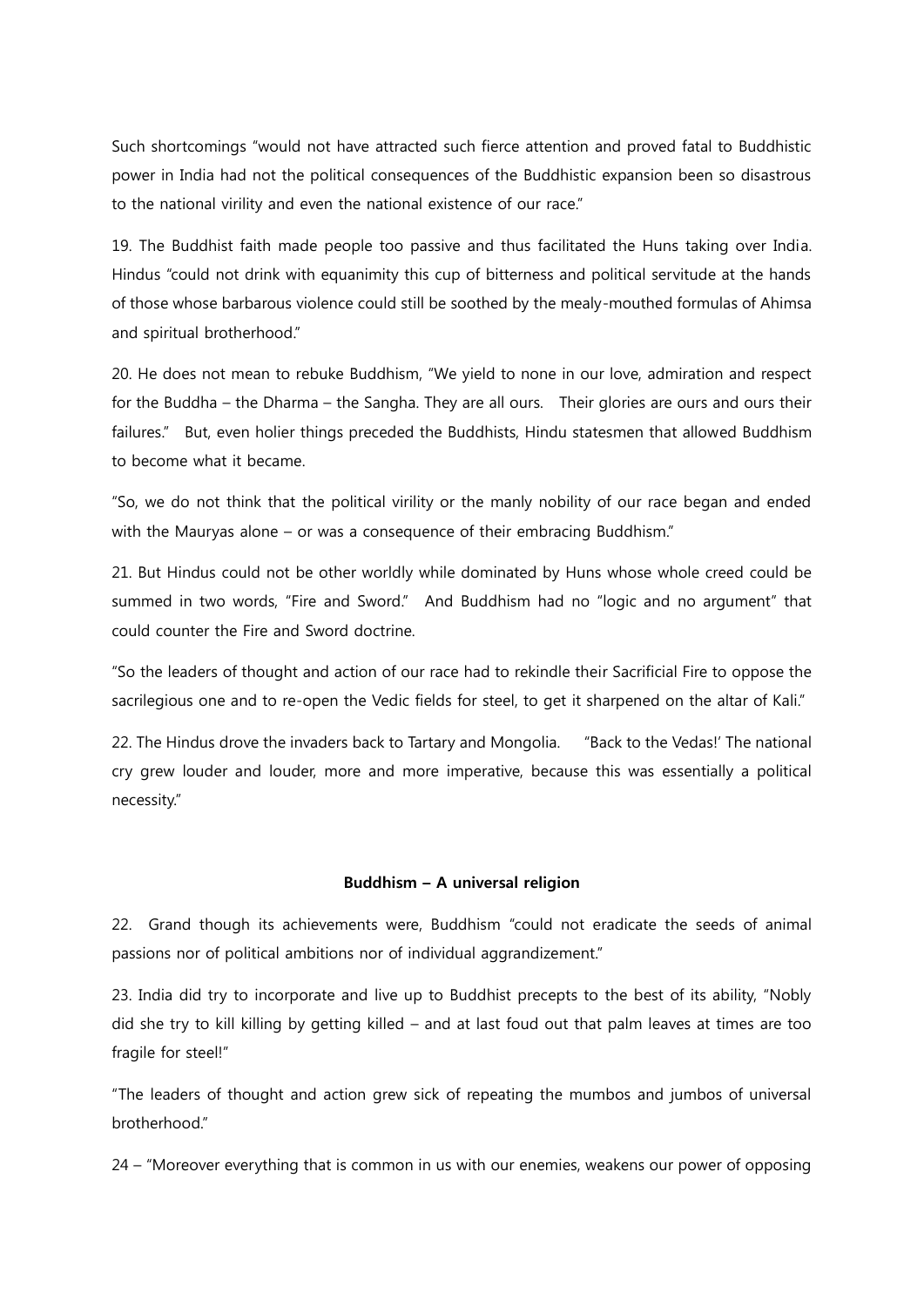Such shortcomings "would not have attracted such fierce attention and proved fatal to Buddhistic power in India had not the political consequences of the Buddhistic expansion been so disastrous to the national virility and even the national existence of our race."

19. The Buddhist faith made people too passive and thus facilitated the Huns taking over India. Hindus "could not drink with equanimity this cup of bitterness and political servitude at the hands of those whose barbarous violence could still be soothed by the mealy-mouthed formulas of Ahimsa and spiritual brotherhood."

20. He does not mean to rebuke Buddhism, "We yield to none in our love, admiration and respect for the Buddha – the Dharma – the Sangha. They are all ours. Their glories are ours and ours their failures." But, even holier things preceded the Buddhists, Hindu statesmen that allowed Buddhism to become what it became.

"So, we do not think that the political virility or the manly nobility of our race began and ended with the Mauryas alone – or was a consequence of their embracing Buddhism."

21. But Hindus could not be other worldly while dominated by Huns whose whole creed could be summed in two words, "Fire and Sword." And Buddhism had no "logic and no argument" that could counter the Fire and Sword doctrine.

"So the leaders of thought and action of our race had to rekindle their Sacrificial Fire to oppose the sacrilegious one and to re-open the Vedic fields for steel, to get it sharpened on the altar of Kali."

22. The Hindus drove the invaders back to Tartary and Mongolia. "Back to the Vedas!' The national cry grew louder and louder, more and more imperative, because this was essentially a political necessity."

**Buddhism – A universal religion**

22. Grand though its achievements were, Buddhism "could not eradicate the seeds of animal passions nor of political ambitions nor of individual aggrandizement."

23. India did try to incorporate and live up to Buddhist precepts to the best of its ability, "Nobly did she try to kill killing by getting killed – and at last foud out that palm leaves at times are too fragile for steel!"

"The leaders of thought and action grew sick of repeating the mumbos and jumbos of universal brotherhood."

24 – "Moreover everything that is common in us with our enemies, weakens our power of opposing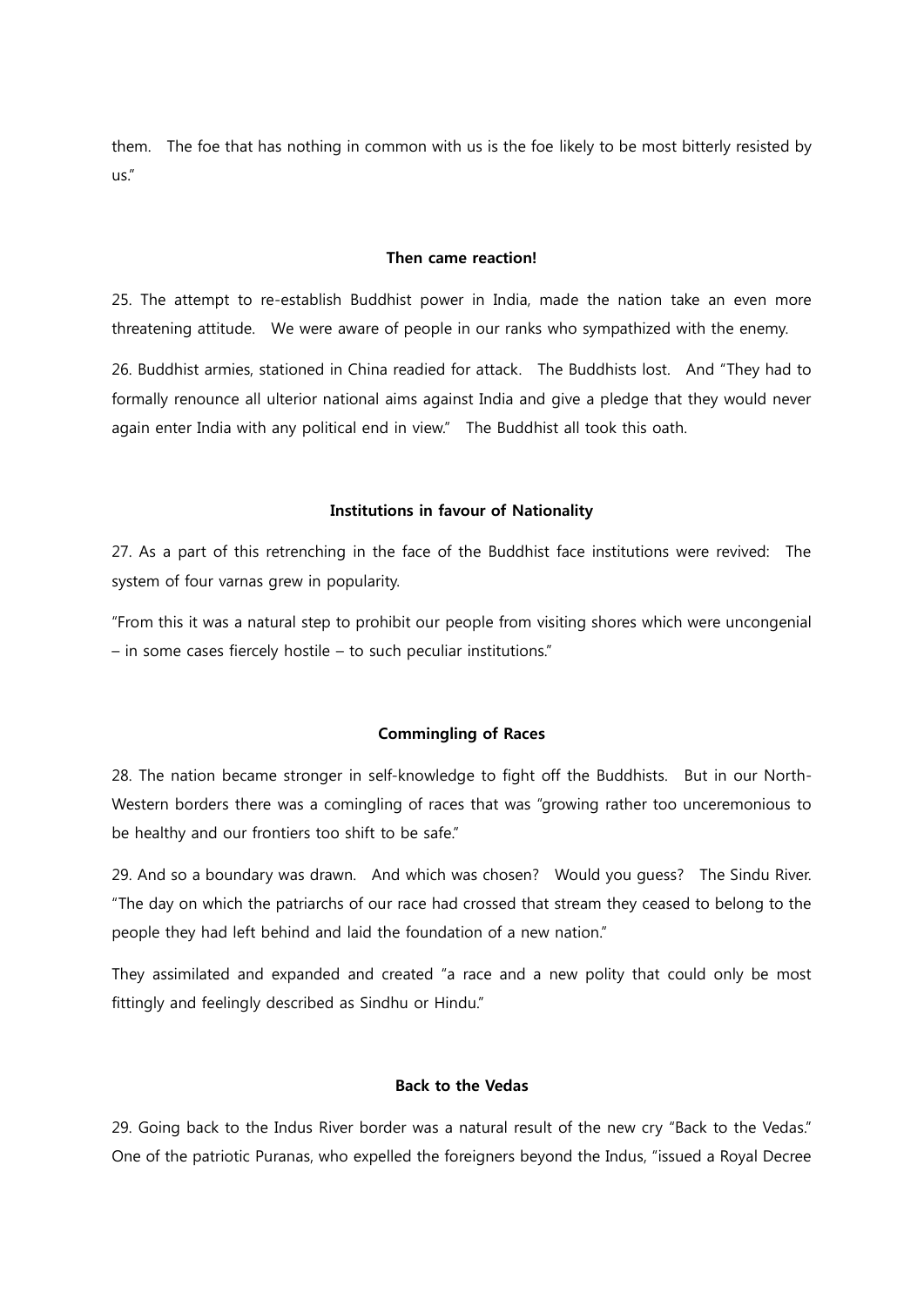them. The foe that has nothing in common with us is the foe likely to be most bitterly resisted by us."

**Then came reaction!**

25. The attempt to re-establish Buddhist power in India, made the nation take an even more threatening attitude. We were aware of people in our ranks who sympathized with the enemy.

26. Buddhist armies, stationed in China readied for attack. The Buddhists lost. And "They had to formally renounce all ulterior national aims against India and give a pledge that they would never again enter India with any political end in view." The Buddhist all took this oath.

**Institutions in favour of Nationality**

27. As a part of this retrenching in the face of the Buddhist face institutions were revived: The system of four varnas grew in popularity.

"From this it was a natural step to prohibit our people from visiting shores which were uncongenial – in some cases fiercely hostile – to such peculiar institutions."

**Commingling of Races**

28. The nation became stronger in self-knowledge to fight off the Buddhists. But in our North-Western borders there was a comingling of races that was "growing rather too unceremonious to be healthy and our frontiers too shift to be safe."

29. And so a boundary was drawn. And which was chosen? Would you guess? The Sindu River. "The day on which the patriarchs of our race had crossed that stream they ceased to belong to the people they had left behind and laid the foundation of a new nation."

They assimilated and expanded and created "a race and a new polity that could only be most fittingly and feelingly described as Sindhu or Hindu."

**Back to the Vedas**

29. Going back to the Indus River border was a natural result of the new cry "Back to the Vedas." One of the patriotic Puranas, who expelled the foreigners beyond the Indus, "issued a Royal Decree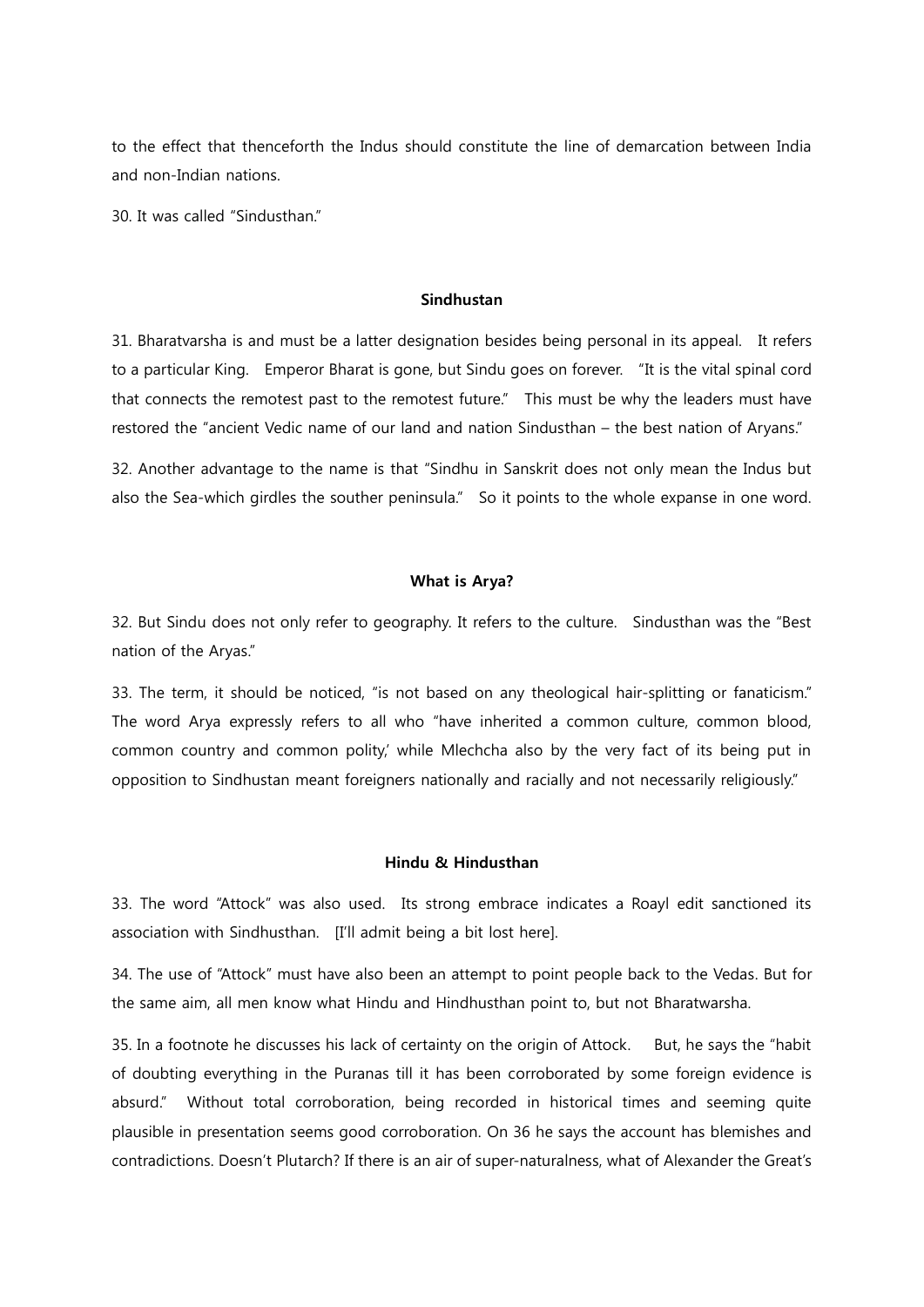to the effect that thenceforth the Indus should constitute the line of demarcation between India and non-Indian nations.

30. It was called "Sindusthan."

**Sindhustan**

31. Bharatvarsha is and must be a latter designation besides being personal in its appeal. It refers to a particular King. Emperor Bharat is gone, but Sindu goes on forever. "It is the vital spinal cord that connects the remotest past to the remotest future." This must be why the leaders must have restored the "ancient Vedic name of our land and nation Sindusthan – the best nation of Aryans."

32. Another advantage to the name is that "Sindhu in Sanskrit does not only mean the Indus but also the Sea-which girdles the souther peninsula." So it points to the whole expanse in one word.

**What is Arya?**

32. But Sindu does not only refer to geography. It refers to the culture. Sindusthan was the "Best nation of the Aryas."

33. The term, it should be noticed, "is not based on any theological hair-splitting or fanaticism." The word Arya expressly refers to all who "have inherited a common culture, common blood, common country and common polity,' while Mlechcha also by the very fact of its being put in opposition to Sindhustan meant foreigners nationally and racially and not necessarily religiously."

**Hindu & Hindusthan**

33. The word "Attock" was also used. Its strong embrace indicates a Roayl edit sanctioned its association with Sindhusthan. [I'll admit being a bit lost here].

34. The use of "Attock" must have also been an attempt to point people back to the Vedas. But for the same aim, all men know what Hindu and Hindhusthan point to, but not Bharatwarsha.

35. In a footnote he discusses his lack of certainty on the origin of Attock. But, he says the "habit of doubting everything in the Puranas till it has been corroborated by some foreign evidence is absurd." Without total corroboration, being recorded in historical times and seeming quite plausible in presentation seems good corroboration. On 36 he says the account has blemishes and contradictions. Doesn't Plutarch? If there is an air of super-naturalness, what of Alexander the Great's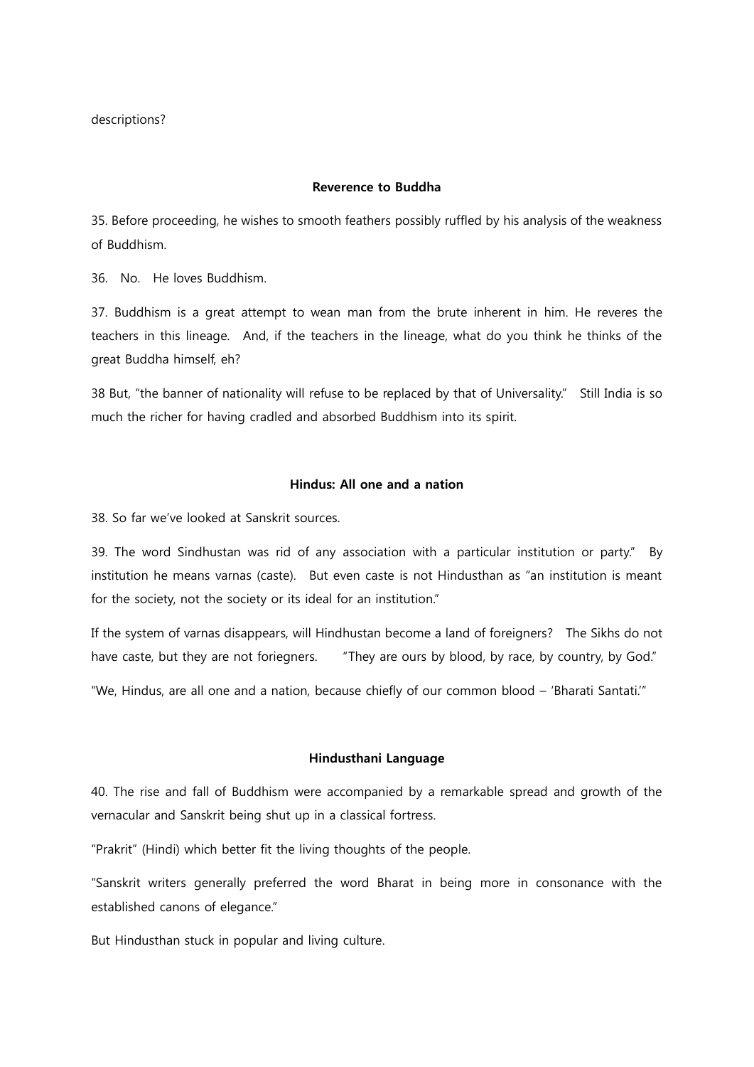descriptions?

**Reverence to Buddha**

35. Before proceeding, he wishes to smooth feathers possibly ruffled by his analysis of the weakness of Buddhism.

36. No. He loves Buddhism.

37. Buddhism is a great attempt to wean man from the brute inherent in him. He reveres the teachers in this lineage. And, if the teachers in the lineage, what do you think he thinks of the great Buddha himself, eh?

38 But, "the banner of nationality will refuse to be replaced by that of Universality." Still India is so much the richer for having cradled and absorbed Buddhism into its spirit.

**Hindus: All one and a nation**

38. So far we've looked at Sanskrit sources.

39. The word Sindhustan was rid of any association with a particular institution or party." By institution he means varnas (caste). But even caste is not Hindusthan as "an institution is meant for the society, not the society or its ideal for an institution."

If the system of varnas disappears, will Hindhustan become a land of foreigners? The Sikhs do not have caste, but they are not foriegners. "They are ours by blood, by race, by country, by God."

"We, Hindus, are all one and a nation, because chiefly of our common blood – 'Bharati Santati.'"

**Hindusthani Language**

40. The rise and fall of Buddhism were accompanied by a remarkable spread and growth of the vernacular and Sanskrit being shut up in a classical fortress.

"Prakrit" (Hindi) which better fit the living thoughts of the people.

"Sanskrit writers generally preferred the word Bharat in being more in consonance with the established canons of elegance."

But Hindusthan stuck in popular and living culture.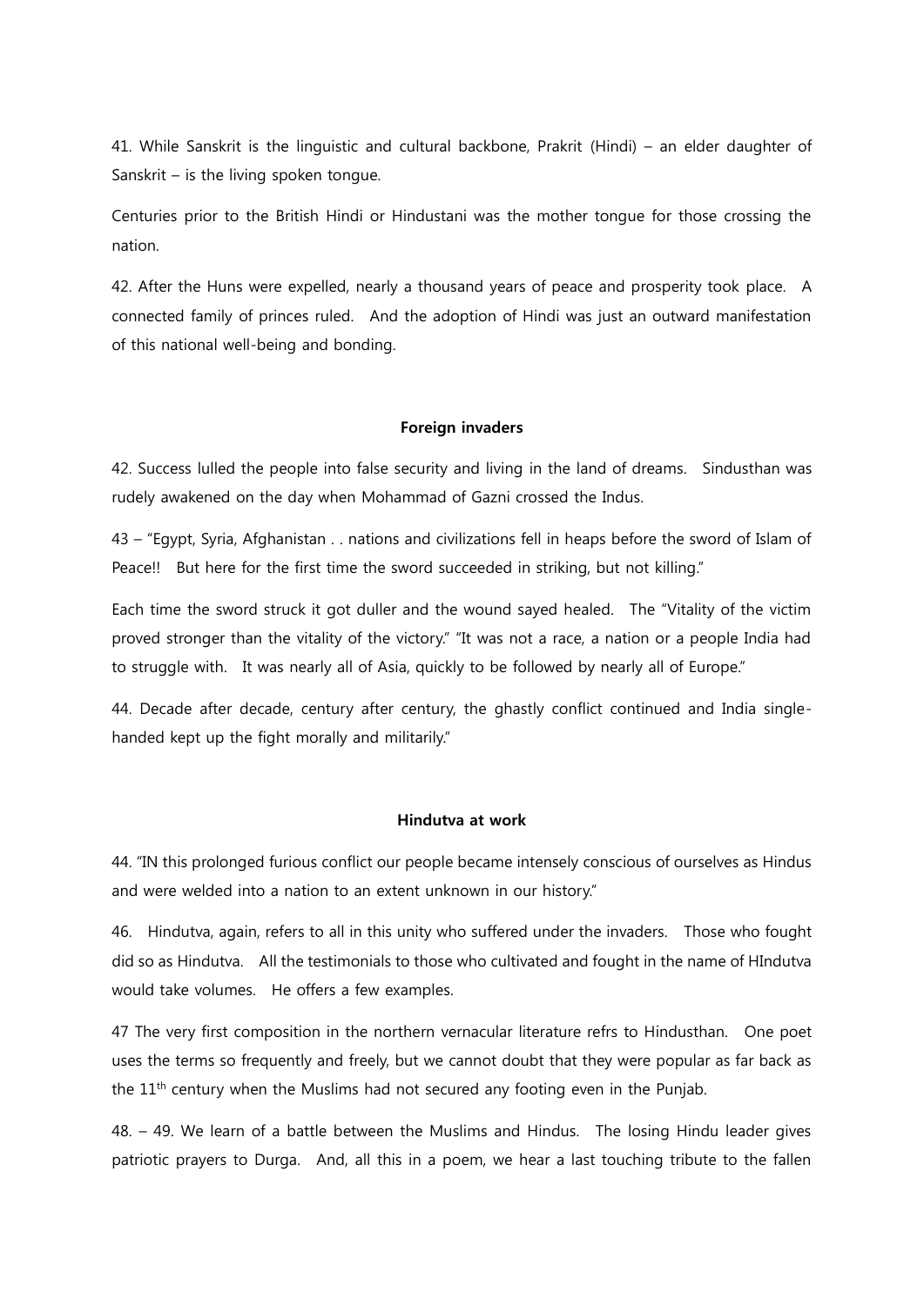41. While Sanskrit is the linguistic and cultural backbone, Prakrit (Hindi) – an elder daughter of Sanskrit – is the living spoken tongue.

Centuries prior to the British Hindi or Hindustani was the mother tongue for those crossing the nation.

42. After the Huns were expelled, nearly a thousand years of peace and prosperity took place. A connected family of princes ruled. And the adoption of Hindi was just an outward manifestation of this national well-being and bonding.

**Foreign invaders**

42. Success lulled the people into false security and living in the land of dreams. Sindusthan was rudely awakened on the day when Mohammad of Gazni crossed the Indus.

43 – "Egypt, Syria, Afghanistan . . nations and civilizations fell in heaps before the sword of Islam of Peace!! But here for the first time the sword succeeded in striking, but not killing."

Each time the sword struck it got duller and the wound sayed healed. The "Vitality of the victim proved stronger than the vitality of the victory." "It was not a race, a nation or a people India had to struggle with. It was nearly all of Asia, quickly to be followed by nearly all of Europe."

44. Decade after decade, century after century, the ghastly conflict continued and India single-handed kept up the fight morally and militarily."

**Hindutva at work**

44. "IN this prolonged furious conflict our people became intensely conscious of ourselves as Hindus and were welded into a nation to an extent unknown in our history."

46. Hindutva, again, refers to all in this unity who suffered under the invaders. Those who fought did so as Hindutva. All the testimonials to those who cultivated and fought in the name of HIndutva would take volumes. He offers a few examples.

47 The very first composition in the northern vernacular literature refrs to Hindusthan. One poet uses the terms so frequently and freely, but we cannot doubt that they were popular as far back as the 11th century when the Muslims had not secured any footing even in the Punjab.

48. – 49. We learn of a battle between the Muslims and Hindus. The losing Hindu leader gives patriotic prayers to Durga. And, all this in a poem, we hear a last touching tribute to the fallen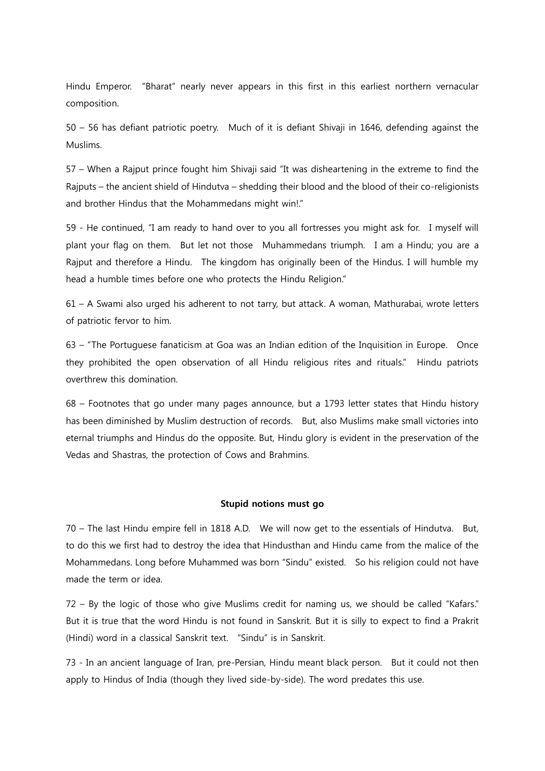Hindu Emperor. "Bharat" nearly never appears in this first in this earliest northern vernacular composition.

50 – 56 has defiant patriotic poetry. Much of it is defiant Shivaji in 1646, defending against the Muslims.

57 – When a Rajput prince fought him Shivaji said "It was disheartening in the extreme to find the Rajputs – the ancient shield of Hindutva – shedding their blood and the blood of their co-religionists and brother Hindus that the Mohammedans might win!."

59 - He continued, "I am ready to hand over to you all fortresses you might ask for. I myself will plant your flag on them. But let not those Muhammedans triumph. I am a Hindu; you are a Rajput and therefore a Hindu. The kingdom has originally been of the Hindus. I will humble my head a humble times before one who protects the Hindu Religion."

61 – A Swami also urged his adherent to not tarry, but attack. A woman, Mathurabai, wrote letters of patriotic fervor to him.

63 – "The Portuguese fanaticism at Goa was an Indian edition of the Inquisition in Europe. Once they prohibited the open observation of all Hindu religious rites and rituals." Hindu patriots overthrew this domination.

68 – Footnotes that go under many pages announce, but a 1793 letter states that Hindu history has been diminished by Muslim destruction of records. But, also Muslims make small victories into eternal triumphs and Hindus do the opposite. But, Hindu glory is evident in the preservation of the Vedas and Shastras, the protection of Cows and Brahmins.

**Stupid notions must go**

70 – The last Hindu empire fell in 1818 A.D. We will now get to the essentials of Hindutva. But, to do this we first had to destroy the idea that Hindusthan and Hindu came from the malice of the Mohammedans. Long before Muhammed was born "Sindu" existed. So his religion could not have made the term or idea.

72 – By the logic of those who give Muslims credit for naming us, we should be called "Kafars." But it is true that the word Hindu is not found in Sanskrit. But it is silly to expect to find a Prakrit (Hindi) word in a classical Sanskrit text. "Sindu" is in Sanskrit.

73 - In an ancient language of Iran, pre-Persian, Hindu meant black person. But it could not then apply to Hindus of India (though they lived side-by-side). The word predates this use.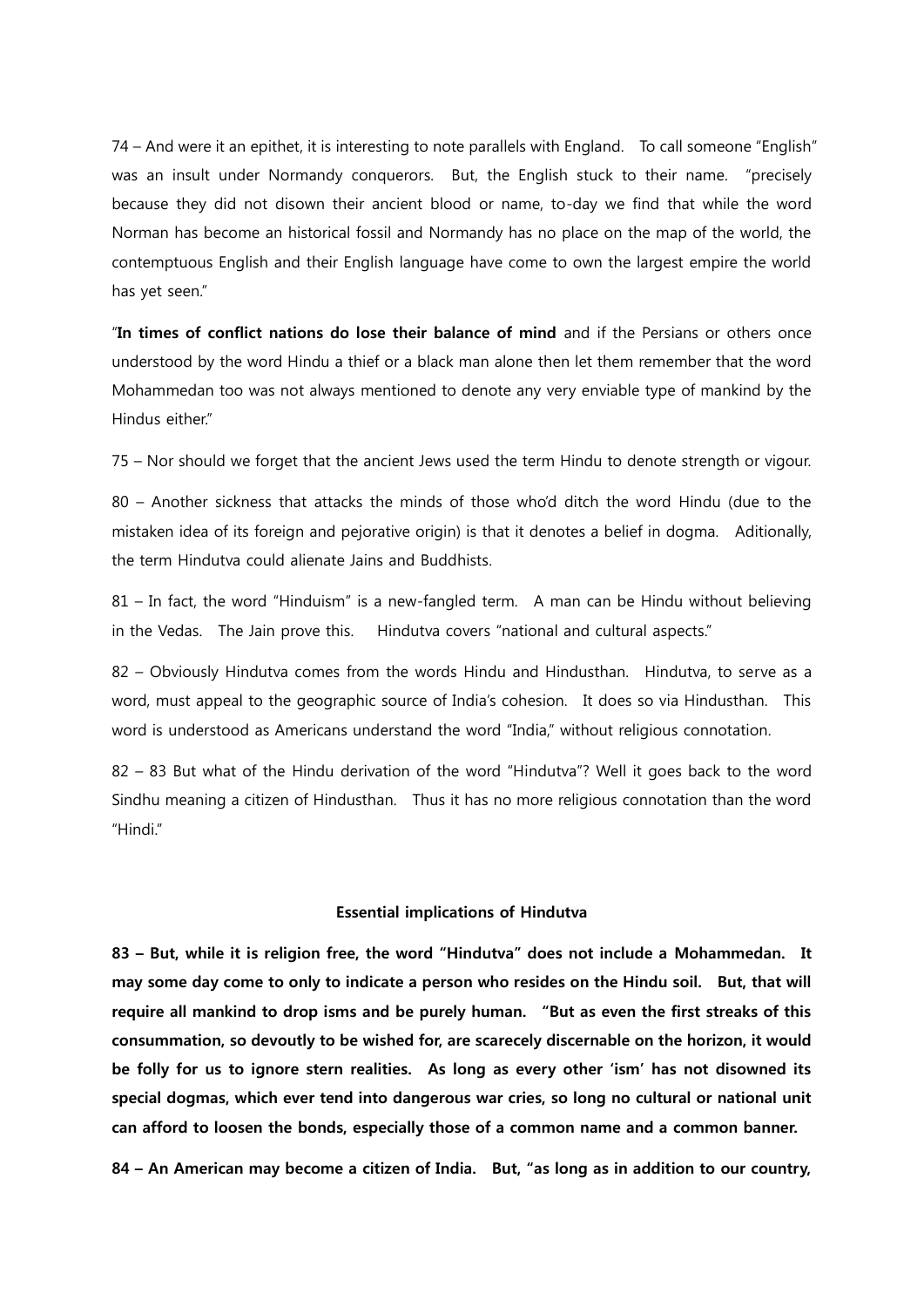74 – And were it an epithet, it is interesting to note parallels with England. To call someone "English" was an insult under Normandy conquerors. But, the English stuck to their name. "precisely because they did not disown their ancient blood or name, to-day we find that while the word Norman has become an historical fossil and Normandy has no place on the map of the world, the contemptuous English and their English language have come to own the largest empire the world has yet seen."

"**In times of conflict nations do lose their balance of mind** and if the Persians or others once understood by the word Hindu a thief or a black man alone then let them remember that the word Mohammedan too was not always mentioned to denote any very enviable type of mankind by the Hindus either."

75 – Nor should we forget that the ancient Jews used the term Hindu to denote strength or vigour.

80 – Another sickness that attacks the minds of those who'd ditch the word Hindu (due to the mistaken idea of its foreign and pejorative origin) is that it denotes a belief in dogma. Aditionally, the term Hindutva could alienate Jains and Buddhists.

81 – In fact, the word "Hinduism" is a new-fangled term. A man can be Hindu without believing in the Vedas. The Jain prove this. Hindutva covers "national and cultural aspects."

82 – Obviously Hindutva comes from the words Hindu and Hindusthan. Hindutva, to serve as a word, must appeal to the geographic source of India's cohesion. It does so via Hindusthan. This word is understood as Americans understand the word "India," without religious connotation.

82 – 83 But what of the Hindu derivation of the word "Hindutva"? Well it goes back to the word Sindhu meaning a citizen of Hindusthan. Thus it has no more religious connotation than the word "Hindi."

**Essential implications of Hindutva**

**83 – But, while it is religion free, the word "Hindutva" does not include a Mohammedan. It may some day come to only to indicate a person who resides on the Hindu soil. But, that will require all mankind to drop isms and be purely human. "But as even the first streaks of this consummation, so devoutly to be wished for, are scarecely discernable on the horizon, it would be folly for us to ignore stern realities. As long as every other 'ism' has not disowned its special dogmas, which ever tend into dangerous war cries, so long no cultural or national unit can afford to loosen the bonds, especially those of a common name and a common banner.**

**84 – An American may become a citizen of India. But, "as long as in addition to our country,**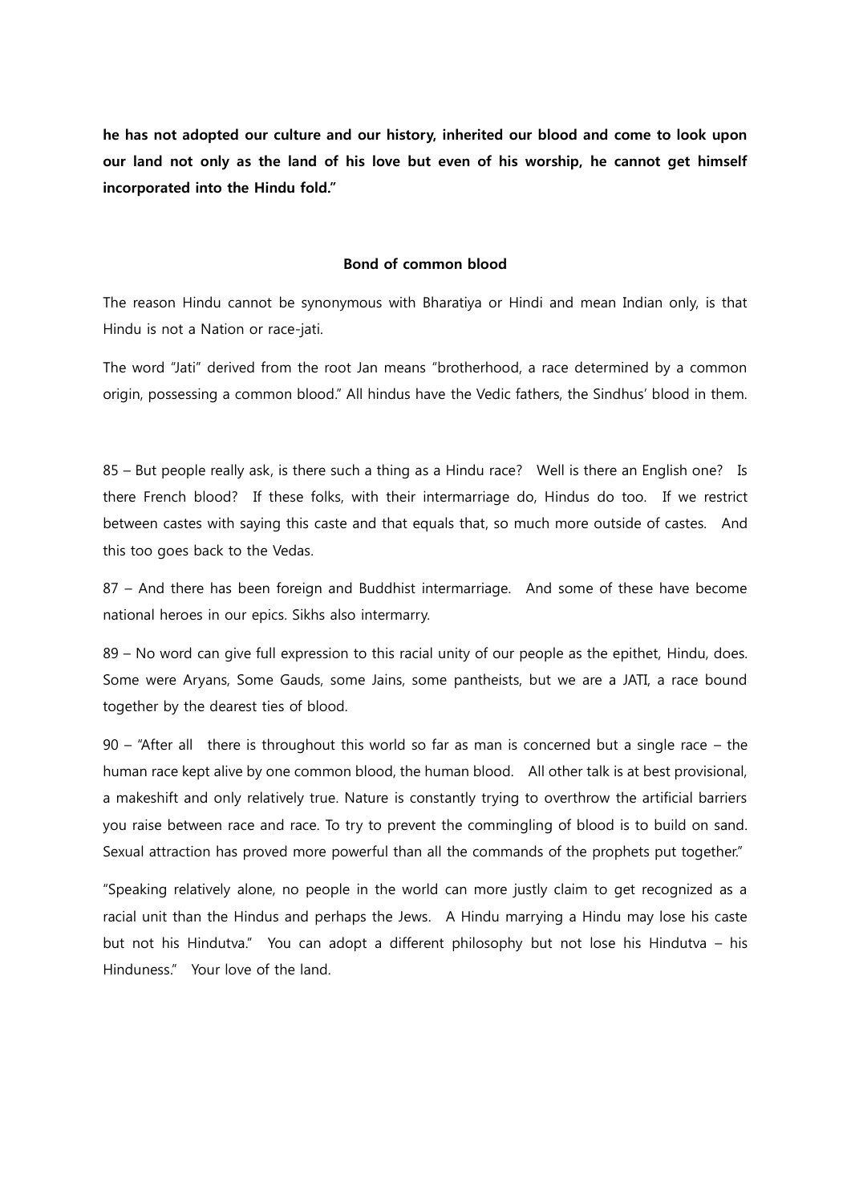**he has not adopted our culture and our history, inherited our blood and come to look upon our land not only as the land of his love but even of his worship, he cannot get himself incorporated into the Hindu fold."**

**Bond of common blood**

The reason Hindu cannot be synonymous with Bharatiya or Hindi and mean Indian only, is that Hindu is not a Nation or race-jati.

The word "Jati" derived from the root Jan means "brotherhood, a race determined by a common origin, possessing a common blood." All hindus have the Vedic fathers, the Sindhus' blood in them.

85 – But people really ask, is there such a thing as a Hindu race? Well is there an English one? Is there French blood? If these folks, with their intermarriage do, Hindus do too. If we restrict between castes with saying this caste and that equals that, so much more outside of castes. And this too goes back to the Vedas.

87 – And there has been foreign and Buddhist intermarriage. And some of these have become national heroes in our epics. Sikhs also intermarry.

89 – No word can give full expression to this racial unity of our people as the epithet, Hindu, does. Some were Aryans, Some Gauds, some Jains, some pantheists, but we are a JATI, a race bound together by the dearest ties of blood.

90 – "After all there is throughout this world so far as man is concerned but a single race – the human race kept alive by one common blood, the human blood. All other talk is at best provisional, a makeshift and only relatively true. Nature is constantly trying to overthrow the artificial barriers you raise between race and race. To try to prevent the commingling of blood is to build on sand. Sexual attraction has proved more powerful than all the commands of the prophets put together."

"Speaking relatively alone, no people in the world can more justly claim to get recognized as a racial unit than the Hindus and perhaps the Jews. A Hindu marrying a Hindu may lose his caste but not his Hindutva." You can adopt a different philosophy but not lose his Hindutva – his Hinduness." Your love of the land.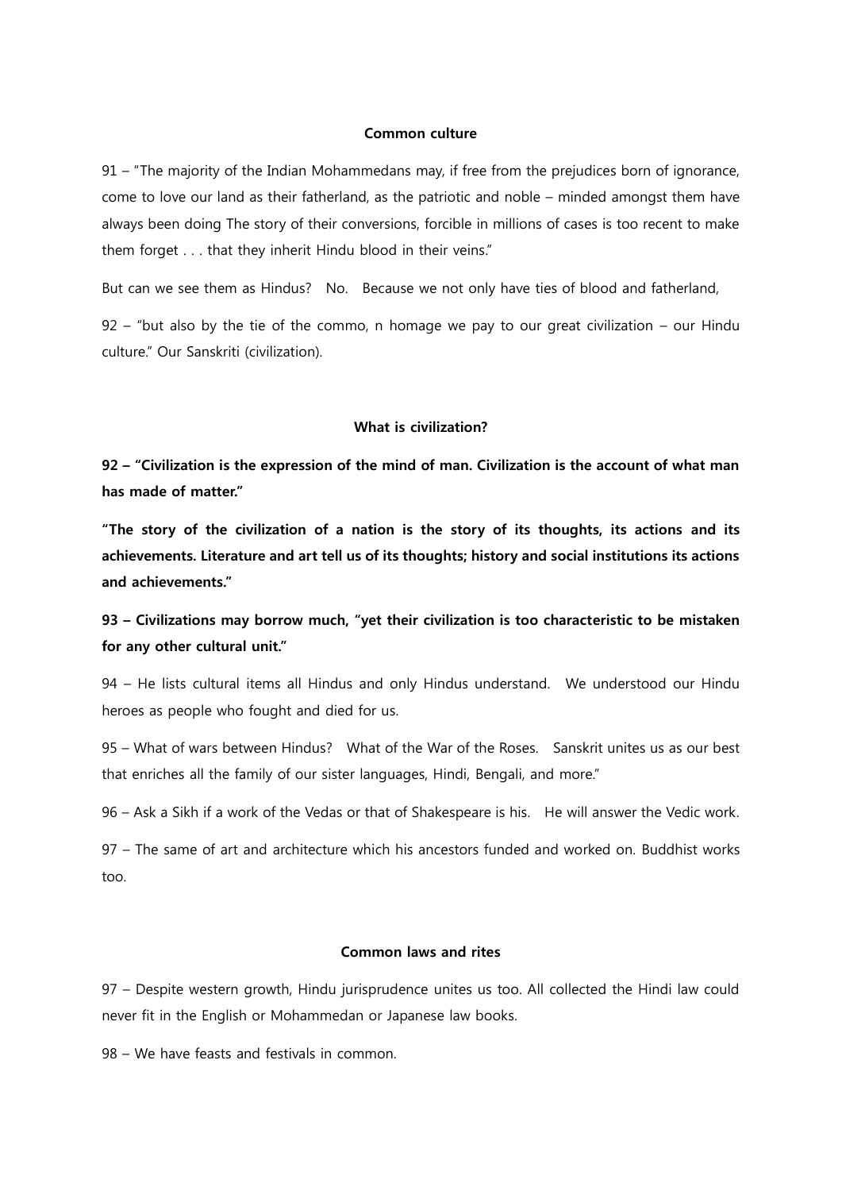**Common culture**

91 – "The majority of the Indian Mohammedans may, if free from the prejudices born of ignorance, come to love our land as their fatherland, as the patriotic and noble – minded amongst them have always been doing The story of their conversions, forcible in millions of cases is too recent to make them forget . . . that they inherit Hindu blood in their veins."

But can we see them as Hindus? No. Because we not only have ties of blood and fatherland,

92 – "but also by the tie of the commo, n homage we pay to our great civilization – our Hindu culture." Our Sanskriti (civilization).

**What is civilization?**

**92 – "Civilization is the expression of the mind of man. Civilization is the account of what man has made of matter."**

**"The story of the civilization of a nation is the story of its thoughts, its actions and its achievements. Literature and art tell us of its thoughts; history and social institutions its actions and achievements."**

**93 – Civilizations may borrow much, "yet their civilization is too characteristic to be mistaken for any other cultural unit."**

94 – He lists cultural items all Hindus and only Hindus understand. We understood our Hindu heroes as people who fought and died for us.

95 – What of wars between Hindus? What of the War of the Roses. Sanskrit unites us as our best that enriches all the family of our sister languages, Hindi, Bengali, and more."

96 – Ask a Sikh if a work of the Vedas or that of Shakespeare is his. He will answer the Vedic work.

97 – The same of art and architecture which his ancestors funded and worked on. Buddhist works too.

**Common laws and rites**

97 – Despite western growth, Hindu jurisprudence unites us too. All collected the Hindi law could never fit in the English or Mohammedan or Japanese law books.

98 – We have feasts and festivals in common.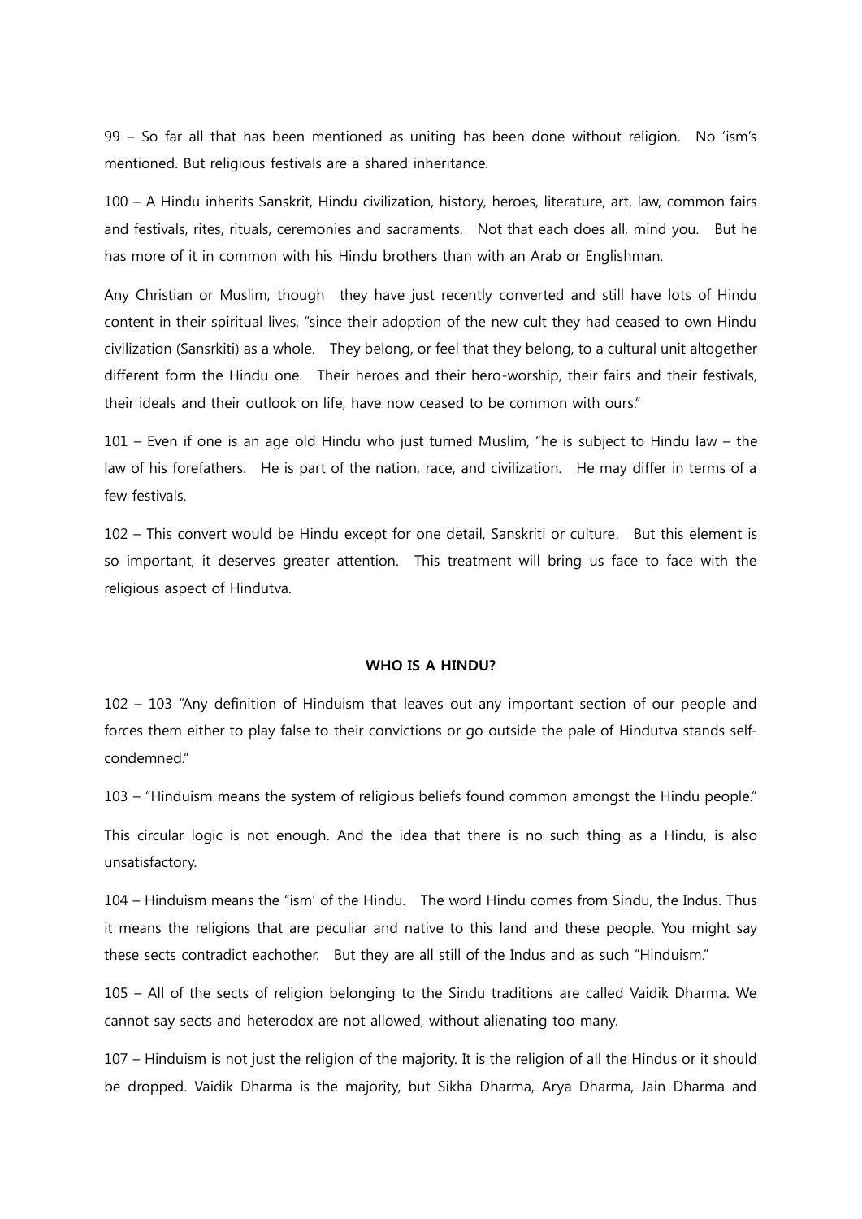99 – So far all that has been mentioned as uniting has been done without religion. No 'ism's mentioned. But religious festivals are a shared inheritance.

100 – A Hindu inherits Sanskrit, Hindu civilization, history, heroes, literature, art, law, common fairs and festivals, rites, rituals, ceremonies and sacraments. Not that each does all, mind you. But he has more of it in common with his Hindu brothers than with an Arab or Englishman.

Any Christian or Muslim, though they have just recently converted and still have lots of Hindu content in their spiritual lives, "since their adoption of the new cult they had ceased to own Hindu civilization (Sansrkiti) as a whole. They belong, or feel that they belong, to a cultural unit altogether different form the Hindu one. Their heroes and their hero-worship, their fairs and their festivals, their ideals and their outlook on life, have now ceased to be common with ours."

101 – Even if one is an age old Hindu who just turned Muslim, "he is subject to Hindu law – the law of his forefathers. He is part of the nation, race, and civilization. He may differ in terms of a few festivals.

102 – This convert would be Hindu except for one detail, Sanskriti or culture. But this element is so important, it deserves greater attention. This treatment will bring us face to face with the religious aspect of Hindutva.

**WHO IS A HINDU?**

102 – 103 "Any definition of Hinduism that leaves out any important section of our people and forces them either to play false to their convictions or go outside the pale of Hindutva stands self-condemned."

103 – "Hinduism means the system of religious beliefs found common amongst the Hindu people."

This circular logic is not enough. And the idea that there is no such thing as a Hindu, is also unsatisfactory.

104 – Hinduism means the "ism' of the Hindu. The word Hindu comes from Sindu, the Indus. Thus it means the religions that are peculiar and native to this land and these people. You might say these sects contradict eachother. But they are all still of the Indus and as such "Hinduism."

105 – All of the sects of religion belonging to the Sindu traditions are called Vaidik Dharma. We cannot say sects and heterodox are not allowed, without alienating too many.

107 – Hinduism is not just the religion of the majority. It is the religion of all the Hindus or it should be dropped. Vaidik Dharma is the majority, but Sikha Dharma, Arya Dharma, Jain Dharma and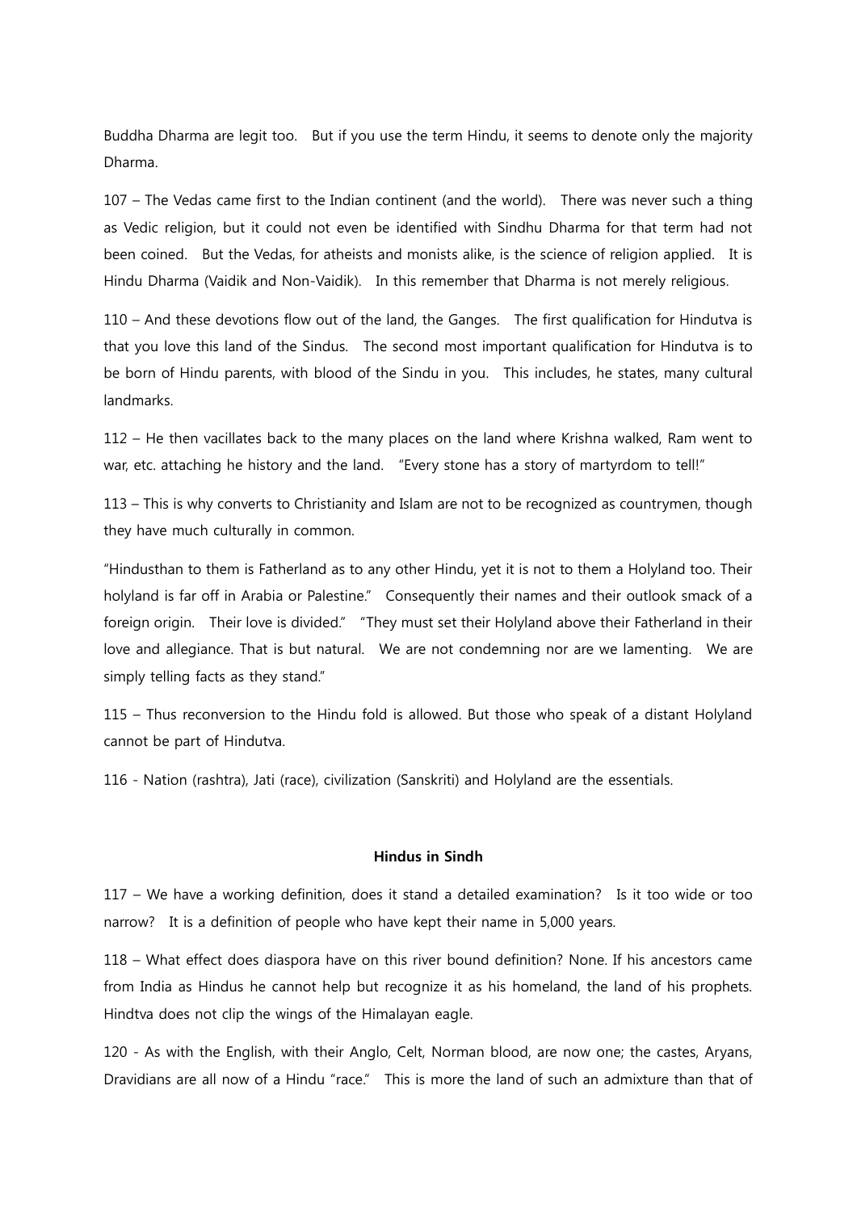Buddha Dharma are legit too. But if you use the term Hindu, it seems to denote only the majority Dharma.

107 – The Vedas came first to the Indian continent (and the world). There was never such a thing as Vedic religion, but it could not even be identified with Sindhu Dharma for that term had not been coined. But the Vedas, for atheists and monists alike, is the science of religion applied. It is Hindu Dharma (Vaidik and Non-Vaidik). In this remember that Dharma is not merely religious.

110 – And these devotions flow out of the land, the Ganges. The first qualification for Hindutva is that you love this land of the Sindus. The second most important qualification for Hindutva is to be born of Hindu parents, with blood of the Sindu in you. This includes, he states, many cultural landmarks.

112 – He then vacillates back to the many places on the land where Krishna walked, Ram went to war, etc. attaching he history and the land. "Every stone has a story of martyrdom to tell!"

113 – This is why converts to Christianity and Islam are not to be recognized as countrymen, though they have much culturally in common.

"Hindusthan to them is Fatherland as to any other Hindu, yet it is not to them a Holyland too. Their holyland is far off in Arabia or Palestine." Consequently their names and their outlook smack of a foreign origin. Their love is divided." "They must set their Holyland above their Fatherland in their love and allegiance. That is but natural. We are not condemning nor are we lamenting. We are simply telling facts as they stand."

115 – Thus reconversion to the Hindu fold is allowed. But those who speak of a distant Holyland cannot be part of Hindutva.

116 - Nation (rashtra), Jati (race), civilization (Sanskriti) and Holyland are the essentials.

**Hindus in Sindh**

117 – We have a working definition, does it stand a detailed examination? Is it too wide or too narrow? It is a definition of people who have kept their name in 5,000 years.

118 – What effect does diaspora have on this river bound definition? None. If his ancestors came from India as Hindus he cannot help but recognize it as his homeland, the land of his prophets. Hindtva does not clip the wings of the Himalayan eagle.

120 - As with the English, with their Anglo, Celt, Norman blood, are now one; the castes, Aryans, Dravidians are all now of a Hindu "race." This is more the land of such an admixture than that of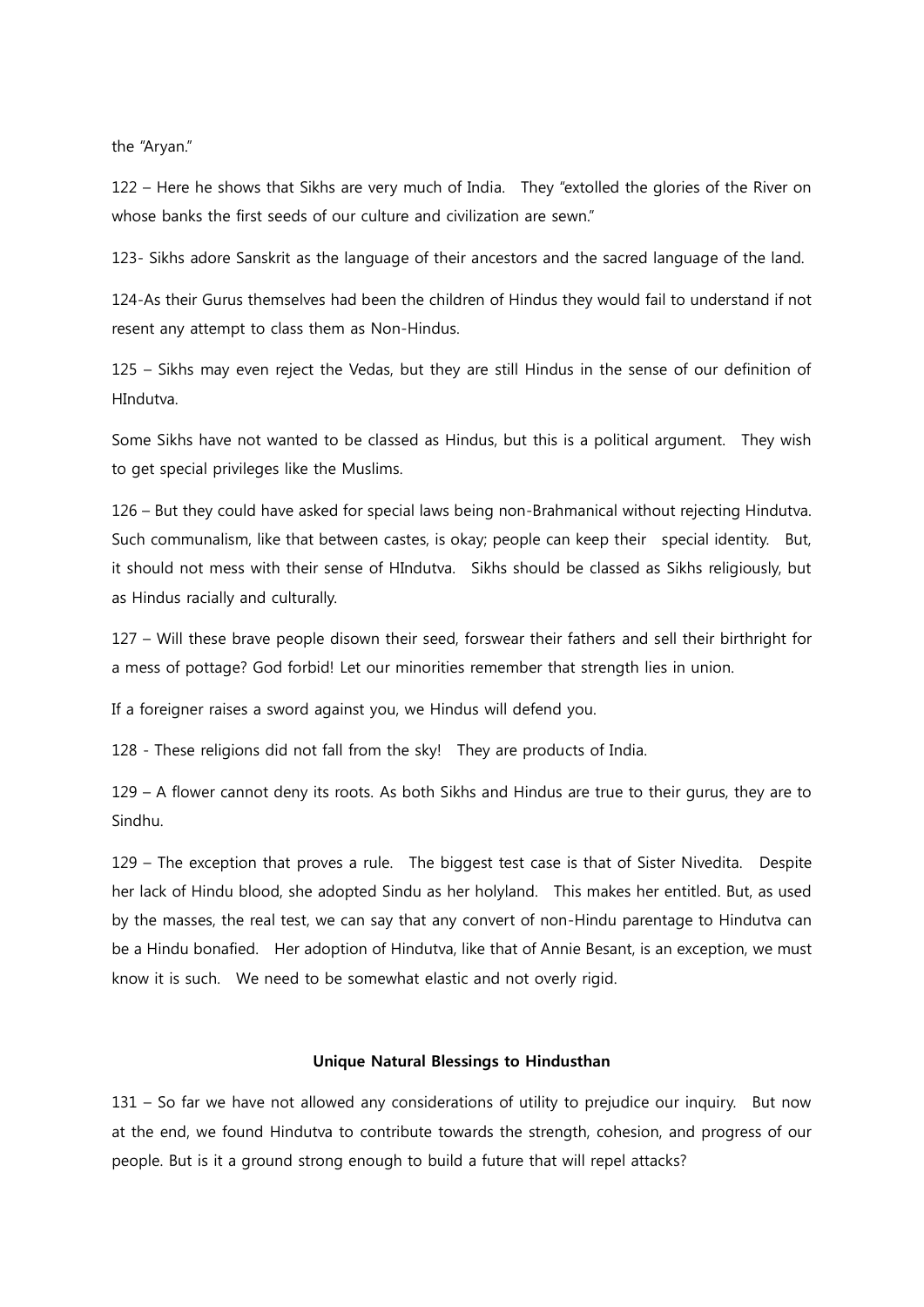the "Aryan."

122 – Here he shows that Sikhs are very much of India. They "extolled the glories of the River on whose banks the first seeds of our culture and civilization are sewn."

123- Sikhs adore Sanskrit as the language of their ancestors and the sacred language of the land.

124-As their Gurus themselves had been the children of Hindus they would fail to understand if not resent any attempt to class them as Non-Hindus.

125 – Sikhs may even reject the Vedas, but they are still Hindus in the sense of our definition of HIndutva.

Some Sikhs have not wanted to be classed as Hindus, but this is a political argument. They wish to get special privileges like the Muslims.

126 – But they could have asked for special laws being non-Brahmanical without rejecting Hindutva. Such communalism, like that between castes, is okay; people can keep their special identity. But, it should not mess with their sense of HIndutva. Sikhs should be classed as Sikhs religiously, but as Hindus racially and culturally.

127 – Will these brave people disown their seed, forswear their fathers and sell their birthright for a mess of pottage? God forbid! Let our minorities remember that strength lies in union.

If a foreigner raises a sword against you, we Hindus will defend you.

128 - These religions did not fall from the sky! They are products of India.

129 – A flower cannot deny its roots. As both Sikhs and Hindus are true to their gurus, they are to Sindhu.

129 – The exception that proves a rule. The biggest test case is that of Sister Nivedita. Despite her lack of Hindu blood, she adopted Sindu as her holyland. This makes her entitled. But, as used by the masses, the real test, we can say that any convert of non-Hindu parentage to Hindutva can be a Hindu bonafied. Her adoption of Hindutva, like that of Annie Besant, is an exception, we must know it is such. We need to be somewhat elastic and not overly rigid.

**Unique Natural Blessings to Hindusthan**

131 – So far we have not allowed any considerations of utility to prejudice our inquiry. But now at the end, we found Hindutva to contribute towards the strength, cohesion, and progress of our people. But is it a ground strong enough to build a future that will repel attacks?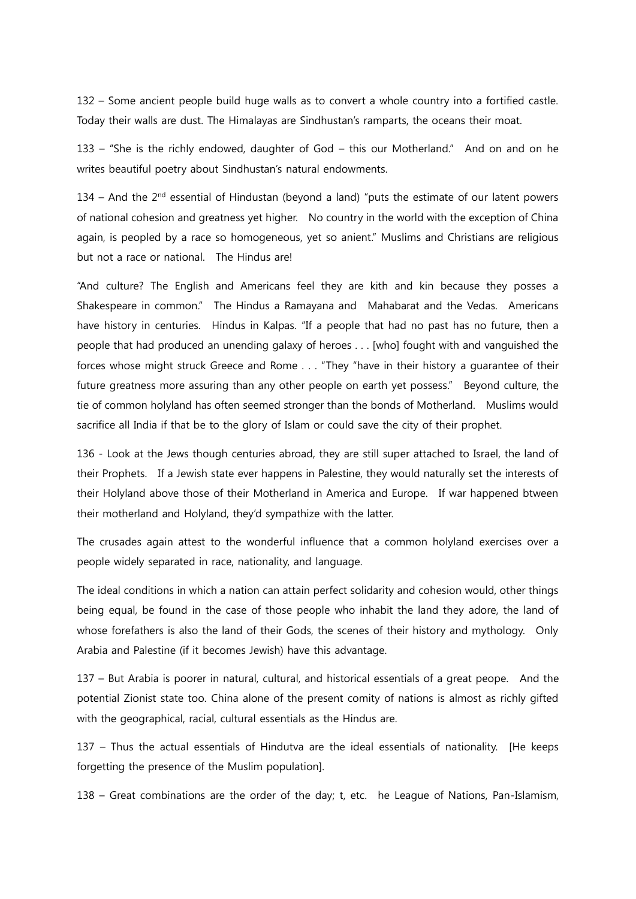132 – Some ancient people build huge walls as to convert a whole country into a fortified castle. Today their walls are dust. The Himalayas are Sindhustan's ramparts, the oceans their moat.

133 – "She is the richly endowed, daughter of God – this our Motherland." And on and on he writes beautiful poetry about Sindhustan's natural endowments.

134 – And the 2nd essential of Hindustan (beyond a land) "puts the estimate of our latent powers of national cohesion and greatness yet higher. No country in the world with the exception of China again, is peopled by a race so homogeneous, yet so anient." Muslims and Christians are religious but not a race or national. The Hindus are!

"And culture? The English and Americans feel they are kith and kin because they posses a Shakespeare in common." The Hindus a Ramayana and Mahabarat and the Vedas. Americans have history in centuries. Hindus in Kalpas. "If a people that had no past has no future, then a people that had produced an unending galaxy of heroes . . . [who] fought with and vanguished the forces whose might struck Greece and Rome . . . "They "have in their history a guarantee of their future greatness more assuring than any other people on earth yet possess." Beyond culture, the tie of common holyland has often seemed stronger than the bonds of Motherland. Muslims would sacrifice all India if that be to the glory of Islam or could save the city of their prophet.

136 - Look at the Jews though centuries abroad, they are still super attached to Israel, the land of their Prophets. If a Jewish state ever happens in Palestine, they would naturally set the interests of their Holyland above those of their Motherland in America and Europe. If war happened btween their motherland and Holyland, they'd sympathize with the latter.

The crusades again attest to the wonderful influence that a common holyland exercises over a people widely separated in race, nationality, and language.

The ideal conditions in which a nation can attain perfect solidarity and cohesion would, other things being equal, be found in the case of those people who inhabit the land they adore, the land of whose forefathers is also the land of their Gods, the scenes of their history and mythology. Only Arabia and Palestine (if it becomes Jewish) have this advantage.

137 – But Arabia is poorer in natural, cultural, and historical essentials of a great peope. And the potential Zionist state too. China alone of the present comity of nations is almost as richly gifted with the geographical, racial, cultural essentials as the Hindus are.

137 – Thus the actual essentials of Hindutva are the ideal essentials of nationality. [He keeps forgetting the presence of the Muslim population].

138 – Great combinations are the order of the day; t, etc. he League of Nations, Pan-Islamism,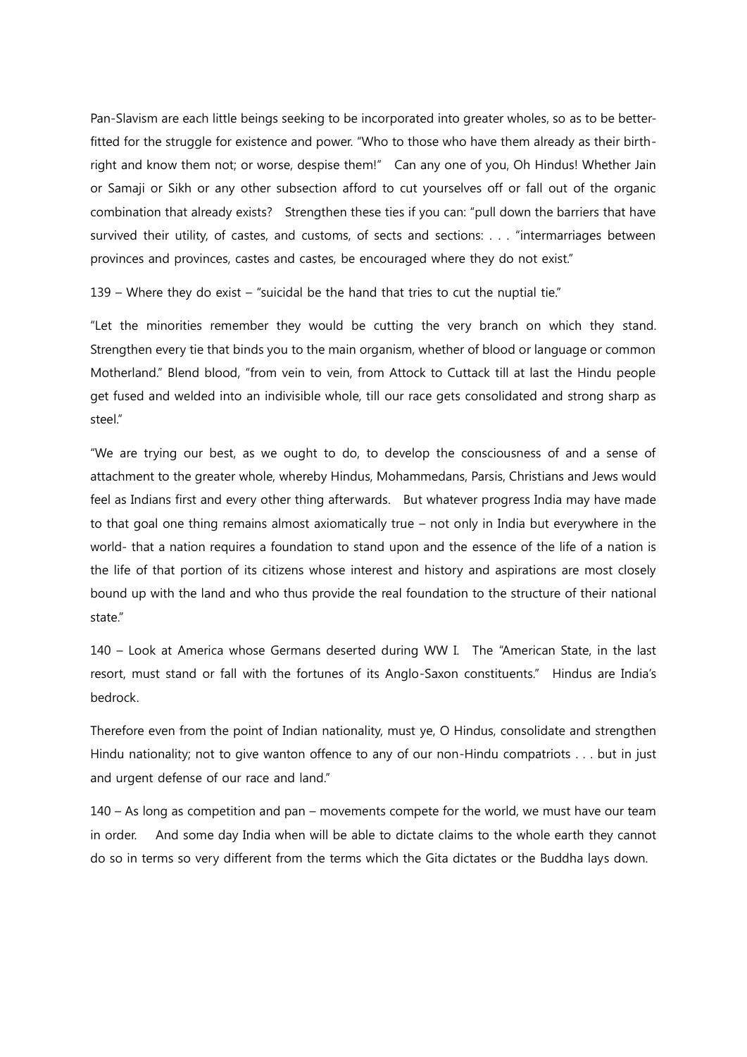Pan-Slavism are each little beings seeking to be incorporated into greater wholes, so as to be better-fitted for the struggle for existence and power. "Who to those who have them already as their birth-right and know them not; or worse, despise them!" Can any one of you, Oh Hindus! Whether Jain or Samaji or Sikh or any other subsection afford to cut yourselves off or fall out of the organic combination that already exists? Strengthen these ties if you can: "pull down the barriers that have survived their utility, of castes, and customs, of sects and sections: . . . "intermarriages between provinces and provinces, castes and castes, be encouraged where they do not exist."

139 – Where they do exist – "suicidal be the hand that tries to cut the nuptial tie."

"Let the minorities remember they would be cutting the very branch on which they stand. Strengthen every tie that binds you to the main organism, whether of blood or language or common Motherland." Blend blood, "from vein to vein, from Attock to Cuttack till at last the Hindu people get fused and welded into an indivisible whole, till our race gets consolidated and strong sharp as steel."

"We are trying our best, as we ought to do, to develop the consciousness of and a sense of attachment to the greater whole, whereby Hindus, Mohammedans, Parsis, Christians and Jews would feel as Indians first and every other thing afterwards. But whatever progress India may have made to that goal one thing remains almost axiomatically true – not only in India but everywhere in the world- that a nation requires a foundation to stand upon and the essence of the life of a nation is the life of that portion of its citizens whose interest and history and aspirations are most closely bound up with the land and who thus provide the real foundation to the structure of their national state."

140 – Look at America whose Germans deserted during WW I. The "American State, in the last resort, must stand or fall with the fortunes of its Anglo-Saxon constituents." Hindus are India's bedrock.

Therefore even from the point of Indian nationality, must ye, O Hindus, consolidate and strengthen Hindu nationality; not to give wanton offence to any of our non-Hindu compatriots . . . but in just and urgent defense of our race and land."

140 – As long as competition and pan – movements compete for the world, we must have our team in order. And some day India when will be able to dictate claims to the whole earth they cannot do so in terms so very different from the terms which the Gita dictates or the Buddha lays down.